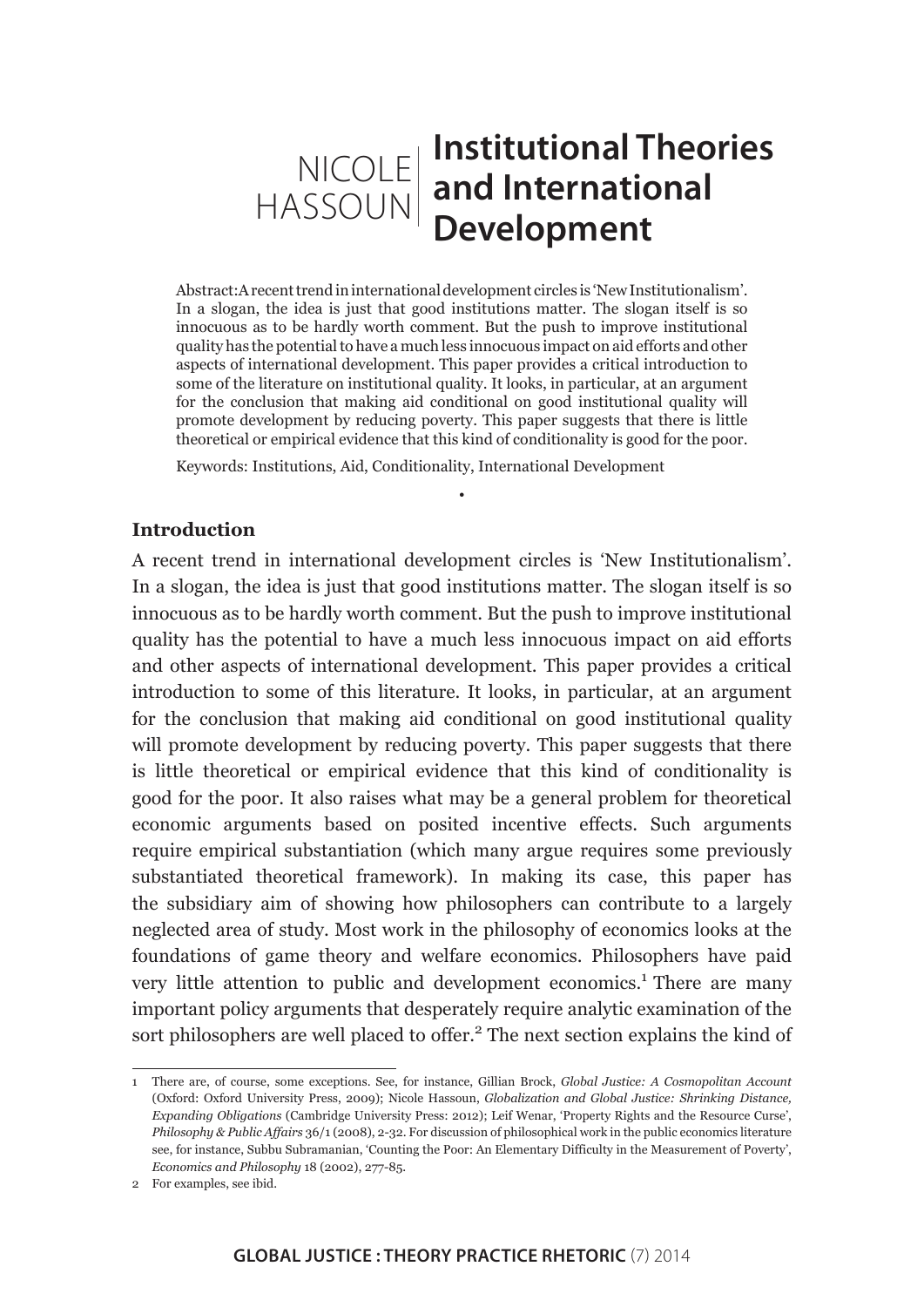NICOLE HASSOUN

# Institutional Theories and International Development

Abstract: A recent trend in international development circles is 'New Institutionalism'. In a slogan, the idea is just that good institutions matter. The slogan itself is so innocuous as to be hardly worth comment. But the push to improve institutional quality has the potential to have a much less innocuous impact on aid efforts and other aspects of international development. This paper provides a critical introduction to some of the literature on institutional quality. It looks, in particular, at an argument for the conclusion that making aid conditional on good institutional quality will promote development by reducing poverty. This paper suggests that there is little theoretical or empirical evidence that this kind of conditionality is good for the poor.

Keywords: Institutions, Aid, Conditionality, International Development

•

## Introduction

A recent trend in international development circles is 'New Institutionalism'. In a slogan, the idea is just that good institutions matter. The slogan itself is so innocuous as to be hardly worth comment. But the push to improve institutional quality has the potential to have a much less innocuous impact on aid efforts and other aspects of international development. This paper provides a critical introduction to some of this literature. It looks, in particular, at an argument for the conclusion that making aid conditional on good institutional quality will promote development by reducing poverty. This paper suggests that there is little theoretical or empirical evidence that this kind of conditionality is good for the poor. It also raises what may be a general problem for theoretical economic arguments based on posited incentive effects. Such arguments require empirical substantiation (which many argue requires some previously substantiated theoretical framework). In making its case, this paper has the subsidiary aim of showing how philosophers can contribute to a largely neglected area of study. Most work in the philosophy of economics looks at the foundations of game theory and welfare economics. Philosophers have paid very little attention to public and development economics.[1] There are many important policy arguments that desperately require analytic examination of the sort philosophers are well placed to offer.[2] The next section explains the kind of

---

1 There are, of course, some exceptions. See, for instance, Gillian Brock, *Global Justice: A Cosmopolitan Account* (Oxford: Oxford University Press, 2009); Nicole Hassoun, *Globalization and Global Justice: Shrinking Distance, Expanding Obligations* (Cambridge University Press: 2012); Leif Wenar, 'Property Rights and the Resource Curse', *Philosophy & Public Affairs* 36/1 (2008), 2-32. For discussion of philosophical work in the public economics literature see, for instance, Subbu Subramanian, 'Counting the Poor: An Elementary Difficulty in the Measurement of Poverty', *Economics and Philosophy* 18 (2002), 277-85.

2 For examples, see ibid.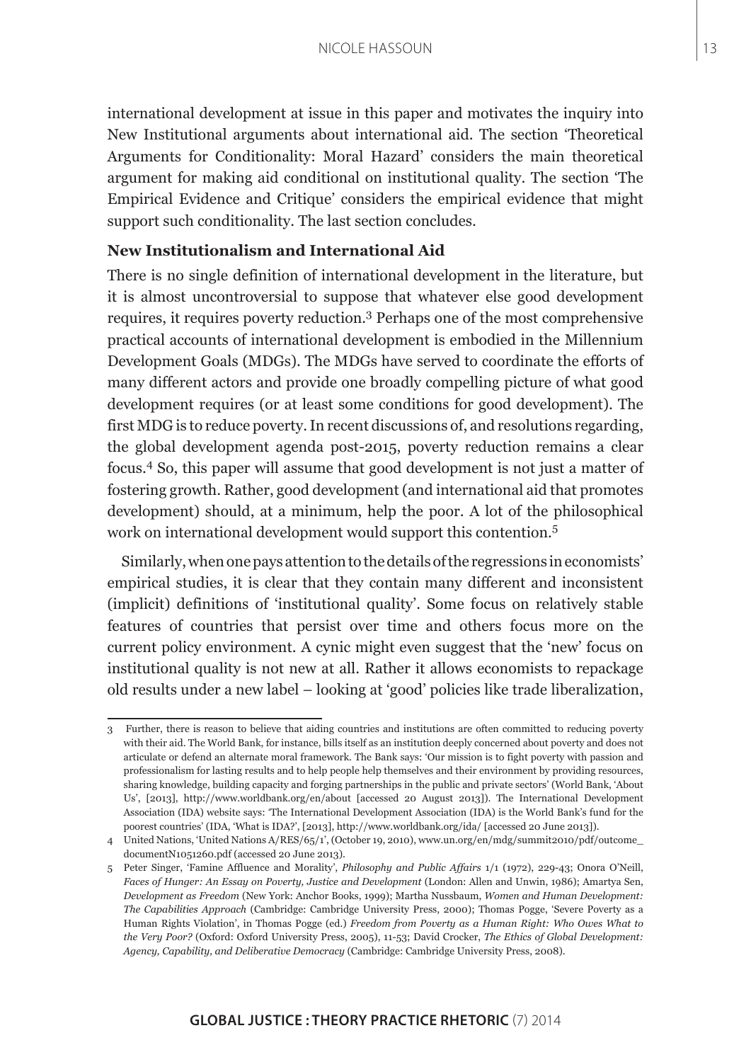international development at issue in this paper and motivates the inquiry into New Institutional arguments about international aid. The section 'Theoretical Arguments for Conditionality: Moral Hazard' considers the main theoretical argument for making aid conditional on institutional quality. The section 'The Empirical Evidence and Critique' considers the empirical evidence that might support such conditionality. The last section concludes.

## New Institutionalism and International Aid

There is no single definition of international development in the literature, but it is almost uncontroversial to suppose that whatever else good development requires, it requires poverty reduction.[3] Perhaps one of the most comprehensive practical accounts of international development is embodied in the Millennium Development Goals (MDGs). The MDGs have served to coordinate the efforts of many different actors and provide one broadly compelling picture of what good development requires (or at least some conditions for good development). The first MDG is to reduce poverty. In recent discussions of, and resolutions regarding, the global development agenda post-2015, poverty reduction remains a clear focus.[4] So, this paper will assume that good development is not just a matter of fostering growth. Rather, good development (and international aid that promotes development) should, at a minimum, help the poor. A lot of the philosophical work on international development would support this contention.[5]

Similarly, when one pays attention to the details of the regressions in economists' empirical studies, it is clear that they contain many different and inconsistent (implicit) definitions of 'institutional quality'. Some focus on relatively stable features of countries that persist over time and others focus more on the current policy environment. A cynic might even suggest that the 'new' focus on institutional quality is not new at all. Rather it allows economists to repackage old results under a new label – looking at 'good' policies like trade liberalization,

---

3 Further, there is reason to believe that aiding countries and institutions are often committed to reducing poverty with their aid. The World Bank, for instance, bills itself as an institution deeply concerned about poverty and does not articulate or defend an alternate moral framework. The Bank says: 'Our mission is to fight poverty with passion and professionalism for lasting results and to help people help themselves and their environment by providing resources, sharing knowledge, building capacity and forging partnerships in the public and private sectors' (World Bank, 'About Us', [2013], http://www.worldbank.org/en/about [accessed 20 August 2013]). The International Development Association (IDA) website says: 'The International Development Association (IDA) is the World Bank's fund for the poorest countries' (IDA, 'What is IDA?', [2013], http://www.worldbank.org/ida/ [accessed 20 June 2013]).

4 United Nations, 'United Nations A/RES/65/1', (October 19, 2010), www.un.org/en/mdg/summit2010/pdf/outcome_documentN1051260.pdf (accessed 20 June 2013).

5 Peter Singer, 'Famine Affluence and Morality', *Philosophy and Public Affairs* 1/1 (1972), 229-43; Onora O'Neill, *Faces of Hunger: An Essay on Poverty, Justice and Development* (London: Allen and Unwin, 1986); Amartya Sen, *Development as Freedom* (New York: Anchor Books, 1999); Martha Nussbaum, *Women and Human Development: The Capabilities Approach* (Cambridge: Cambridge University Press, 2000); Thomas Pogge, 'Severe Poverty as a Human Rights Violation', in Thomas Pogge (ed.) *Freedom from Poverty as a Human Right: Who Owes What to the Very Poor?* (Oxford: Oxford University Press, 2005), 11-53; David Crocker, *The Ethics of Global Development: Agency, Capability, and Deliberative Democracy* (Cambridge: Cambridge University Press, 2008).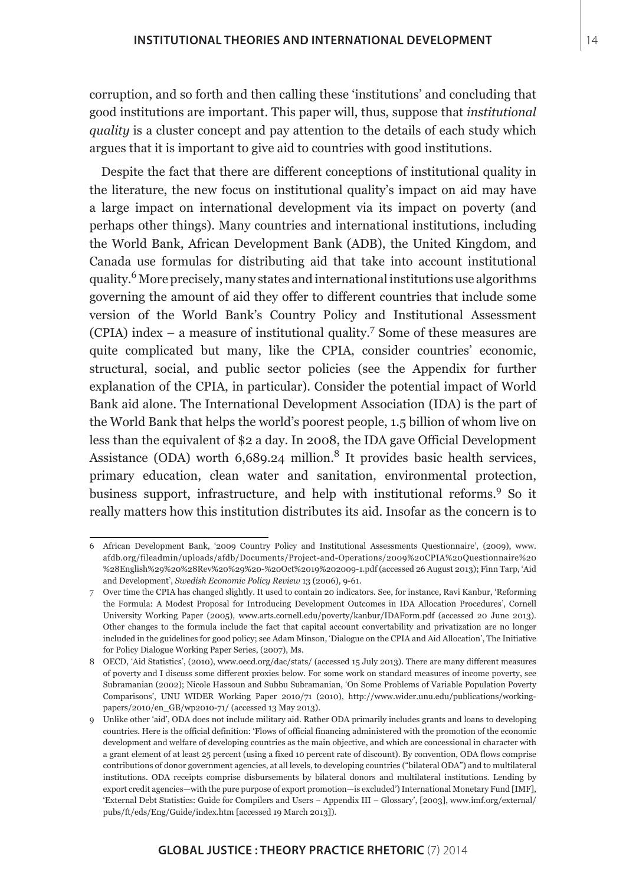corruption, and so forth and then calling these 'institutions' and concluding that good institutions are important. This paper will, thus, suppose that *institutional quality* is a cluster concept and pay attention to the details of each study which argues that it is important to give aid to countries with good institutions.

Despite the fact that there are different conceptions of institutional quality in the literature, the new focus on institutional quality's impact on aid may have a large impact on international development via its impact on poverty (and perhaps other things). Many countries and international institutions, including the World Bank, African Development Bank (ADB), the United Kingdom, and Canada use formulas for distributing aid that take into account institutional quality.[6] More precisely, many states and international institutions use algorithms governing the amount of aid they offer to different countries that include some version of the World Bank's Country Policy and Institutional Assessment (CPIA) index – a measure of institutional quality.[7] Some of these measures are quite complicated but many, like the CPIA, consider countries' economic, structural, social, and public sector policies (see the Appendix for further explanation of the CPIA, in particular). Consider the potential impact of World Bank aid alone. The International Development Association (IDA) is the part of the World Bank that helps the world's poorest people, 1.5 billion of whom live on less than the equivalent of $2 a day. In 2008, the IDA gave Official Development Assistance (ODA) worth 6,689.24 million.[8] It provides basic health services, primary education, clean water and sanitation, environmental protection, business support, infrastructure, and help with institutional reforms.[9] So it really matters how this institution distributes its aid. Insofar as the concern is to

---

6 African Development Bank, '2009 Country Policy and Institutional Assessments Questionnaire', (2009), www.afdb.org/fileadmin/uploads/afdb/Documents/Project-and-Operations/2009%20CPIA%20Questionnaire%20%28English%29%20%28Rev%20%29%20-%20Oct%2019%202009-1.pdf (accessed 26 August 2013); Finn Tarp, 'Aid and Development', *Swedish Economic Policy Review* 13 (2006), 9-61.

7 Over time the CPIA has changed slightly. It used to contain 20 indicators. See, for instance, Ravi Kanbur, 'Reforming the Formula: A Modest Proposal for Introducing Development Outcomes in IDA Allocation Procedures', Cornell University Working Paper (2005), www.arts.cornell.edu/poverty/kanbur/IDAForm.pdf (accessed 20 June 2013). Other changes to the formula include the fact that capital account convertability and privatization are no longer included in the guidelines for good policy; see Adam Minson, 'Dialogue on the CPIA and Aid Allocation', The Initiative for Policy Dialogue Working Paper Series, (2007), Ms.

8 OECD, 'Aid Statistics', (2010), www.oecd.org/dac/stats/ (accessed 15 July 2013). There are many different measures of poverty and I discuss some different proxies below. For some work on standard measures of income poverty, see Subramanian (2002); Nicole Hassoun and Subbu Subramanian, 'On Some Problems of Variable Population Poverty Comparisons', UNU WIDER Working Paper 2010/71 (2010), http://www.wider.unu.edu/publications/working-papers/2010/en_GB/wp2010-71/ (accessed 13 May 2013).

9 Unlike other 'aid', ODA does not include military aid. Rather ODA primarily includes grants and loans to developing countries. Here is the official definition: 'Flows of official financing administered with the promotion of the economic development and welfare of developing countries as the main objective, and which are concessional in character with a grant element of at least 25 percent (using a fixed 10 percent rate of discount). By convention, ODA flows comprise contributions of donor government agencies, at all levels, to developing countries ("bilateral ODA") and to multilateral institutions. ODA receipts comprise disbursements by bilateral donors and multilateral institutions. Lending by export credit agencies—with the pure purpose of export promotion—is excluded') International Monetary Fund [IMF], 'External Debt Statistics: Guide for Compilers and Users – Appendix III – Glossary', [2003], www.imf.org/external/pubs/ft/eds/Eng/Guide/index.htm [accessed 19 March 2013]).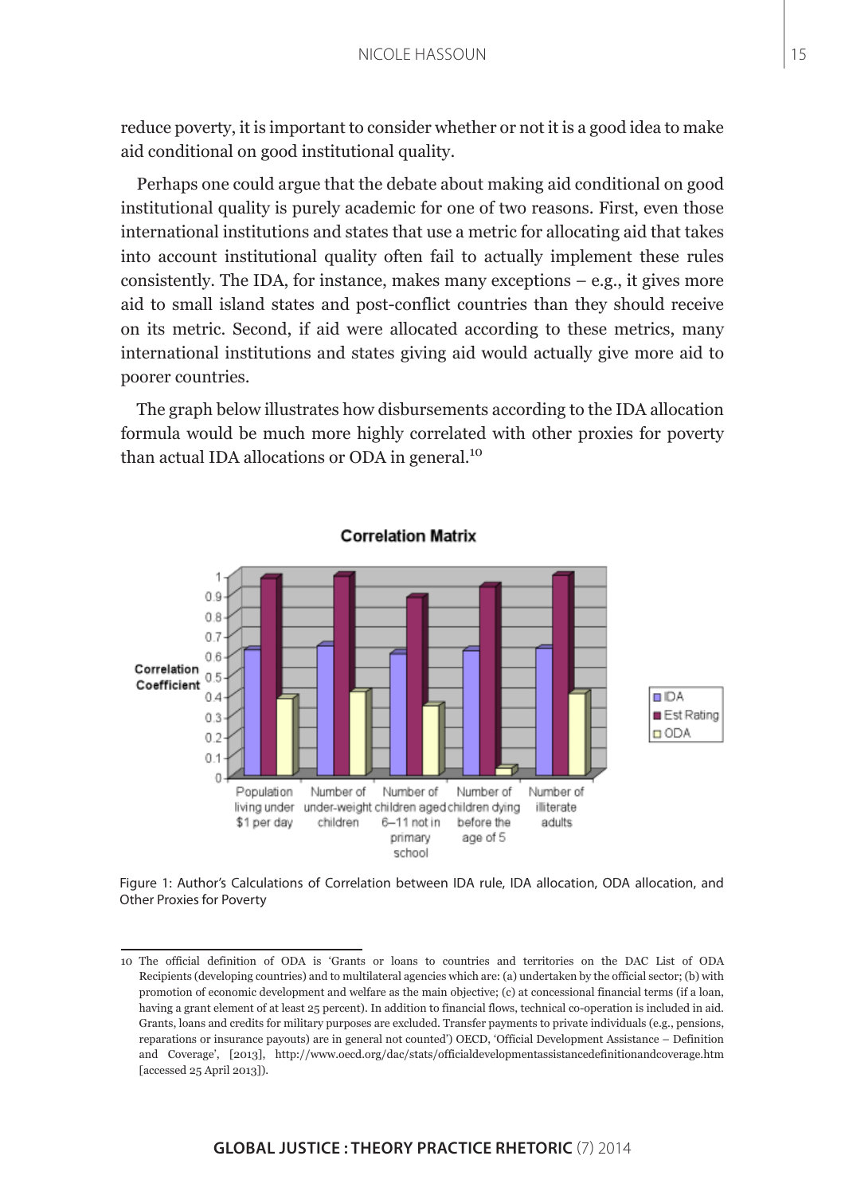reduce poverty, it is important to consider whether or not it is a good idea to make aid conditional on good institutional quality.

Perhaps one could argue that the debate about making aid conditional on good institutional quality is purely academic for one of two reasons. First, even those international institutions and states that use a metric for allocating aid that takes into account institutional quality often fail to actually implement these rules consistently. The IDA, for instance, makes many exceptions – e.g., it gives more aid to small island states and post-conflict countries than they should receive on its metric. Second, if aid were allocated according to these metrics, many international institutions and states giving aid would actually give more aid to poorer countries.

The graph below illustrates how disbursements according to the IDA allocation formula would be much more highly correlated with other proxies for poverty than actual IDA allocations or ODA in general.[10]

Figure 1: Author's Calculations of Correlation between IDA rule, IDA allocation, ODA allocation, and Other Proxies for Poverty

---

[10] The official definition of ODA is 'Grants or loans to countries and territories on the DAC List of ODA Recipients (developing countries) and to multilateral agencies which are: (a) undertaken by the official sector; (b) with promotion of economic development and welfare as the main objective; (c) at concessional financial terms (if a loan, having a grant element of at least 25 percent). In addition to financial flows, technical co-operation is included in aid. Grants, loans and credits for military purposes are excluded. Transfer payments to private individuals (e.g., pensions, reparations or insurance payouts) are in general not counted') OECD, 'Official Development Assistance – Definition and Coverage', [2013], http://www.oecd.org/dac/stats/officialdevelopmentassistancedefinitionandcoverage.htm [accessed 25 April 2013]).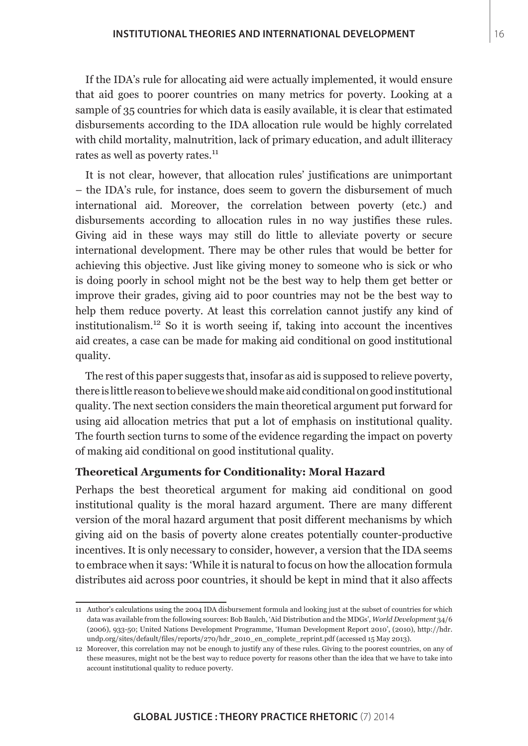If the IDA's rule for allocating aid were actually implemented, it would ensure that aid goes to poorer countries on many metrics for poverty. Looking at a sample of 35 countries for which data is easily available, it is clear that estimated disbursements according to the IDA allocation rule would be highly correlated with child mortality, malnutrition, lack of primary education, and adult illiteracy rates as well as poverty rates.[11]

It is not clear, however, that allocation rules' justifications are unimportant – the IDA's rule, for instance, does seem to govern the disbursement of much international aid. Moreover, the correlation between poverty (etc.) and disbursements according to allocation rules in no way justifies these rules. Giving aid in these ways may still do little to alleviate poverty or secure international development. There may be other rules that would be better for achieving this objective. Just like giving money to someone who is sick or who is doing poorly in school might not be the best way to help them get better or improve their grades, giving aid to poor countries may not be the best way to help them reduce poverty. At least this correlation cannot justify any kind of institutionalism.[12] So it is worth seeing if, taking into account the incentives aid creates, a case can be made for making aid conditional on good institutional quality.

The rest of this paper suggests that, insofar as aid is supposed to relieve poverty, there is little reason to believe we should make aid conditional on good institutional quality. The next section considers the main theoretical argument put forward for using aid allocation metrics that put a lot of emphasis on institutional quality. The fourth section turns to some of the evidence regarding the impact on poverty of making aid conditional on good institutional quality.

### Theoretical Arguments for Conditionality: Moral Hazard

Perhaps the best theoretical argument for making aid conditional on good institutional quality is the moral hazard argument. There are many different version of the moral hazard argument that posit different mechanisms by which giving aid on the basis of poverty alone creates potentially counter-productive incentives. It is only necessary to consider, however, a version that the IDA seems to embrace when it says: 'While it is natural to focus on how the allocation formula distributes aid across poor countries, it should be kept in mind that it also affects

---

11 Author's calculations using the 2004 IDA disbursement formula and looking just at the subset of countries for which data was available from the following sources: Bob Baulch, 'Aid Distribution and the MDGs', *World Development* 34/6 (2006), 933-50; United Nations Development Programme, 'Human Development Report 2010', (2010), http://hdr.undp.org/sites/default/files/reports/270/hdr_2010_en_complete_reprint.pdf (accessed 15 May 2013).

12 Moreover, this correlation may not be enough to justify any of these rules. Giving to the poorest countries, on any of these measures, might not be the best way to reduce poverty for reasons other than the idea that we have to take into account institutional quality to reduce poverty.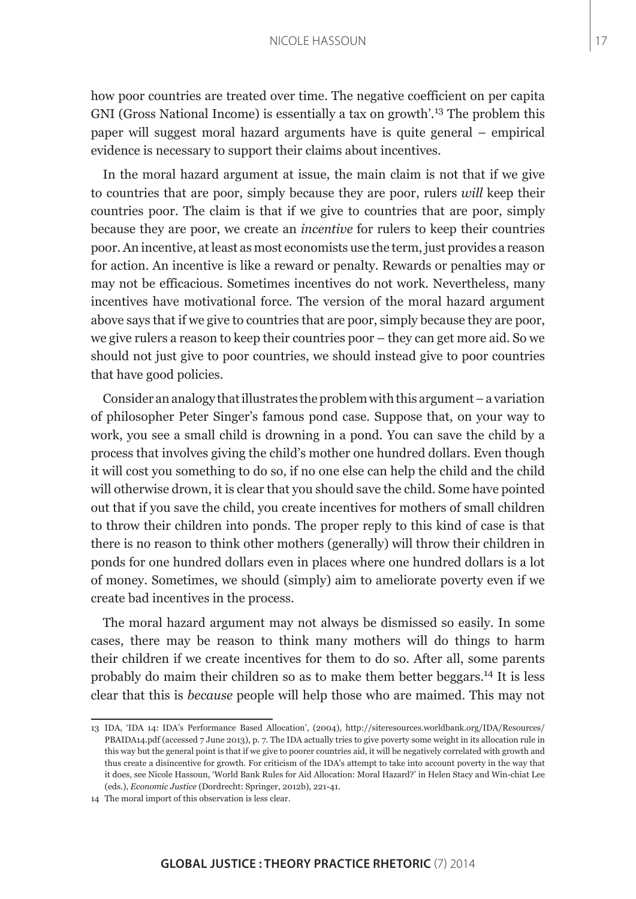how poor countries are treated over time. The negative coefficient on per capita GNI (Gross National Income) is essentially a tax on growth'.[13] The problem this paper will suggest moral hazard arguments have is quite general – empirical evidence is necessary to support their claims about incentives.

In the moral hazard argument at issue, the main claim is not that if we give to countries that are poor, simply because they are poor, rulers *will* keep their countries poor. The claim is that if we give to countries that are poor, simply because they are poor, we create an *incentive* for rulers to keep their countries poor. An incentive, at least as most economists use the term, just provides a reason for action. An incentive is like a reward or penalty. Rewards or penalties may or may not be efficacious. Sometimes incentives do not work. Nevertheless, many incentives have motivational force. The version of the moral hazard argument above says that if we give to countries that are poor, simply because they are poor, we give rulers a reason to keep their countries poor – they can get more aid. So we should not just give to poor countries, we should instead give to poor countries that have good policies.

Consider an analogy that illustrates the problem with this argument – a variation of philosopher Peter Singer's famous pond case. Suppose that, on your way to work, you see a small child is drowning in a pond. You can save the child by a process that involves giving the child's mother one hundred dollars. Even though it will cost you something to do so, if no one else can help the child and the child will otherwise drown, it is clear that you should save the child. Some have pointed out that if you save the child, you create incentives for mothers of small children to throw their children into ponds. The proper reply to this kind of case is that there is no reason to think other mothers (generally) will throw their children in ponds for one hundred dollars even in places where one hundred dollars is a lot of money. Sometimes, we should (simply) aim to ameliorate poverty even if we create bad incentives in the process.

The moral hazard argument may not always be dismissed so easily. In some cases, there may be reason to think many mothers will do things to harm their children if we create incentives for them to do so. After all, some parents probably do maim their children so as to make them better beggars.[14] It is less clear that this is *because* people will help those who are maimed. This may not

---

13 IDA, 'IDA 14: IDA's Performance Based Allocation', (2004), http://siteresources.worldbank.org/IDA/Resources/PBAIDA14.pdf (accessed 7 June 2013), p. 7. The IDA actually tries to give poverty some weight in its allocation rule in this way but the general point is that if we give to poorer countries aid, it will be negatively correlated with growth and thus create a disincentive for growth. For criticism of the IDA's attempt to take into account poverty in the way that it does, see Nicole Hassoun, 'World Bank Rules for Aid Allocation: Moral Hazard?' in Helen Stacy and Win-chiat Lee (eds.), *Economic Justice* (Dordrecht: Springer, 2012b), 221-41.

14 The moral import of this observation is less clear.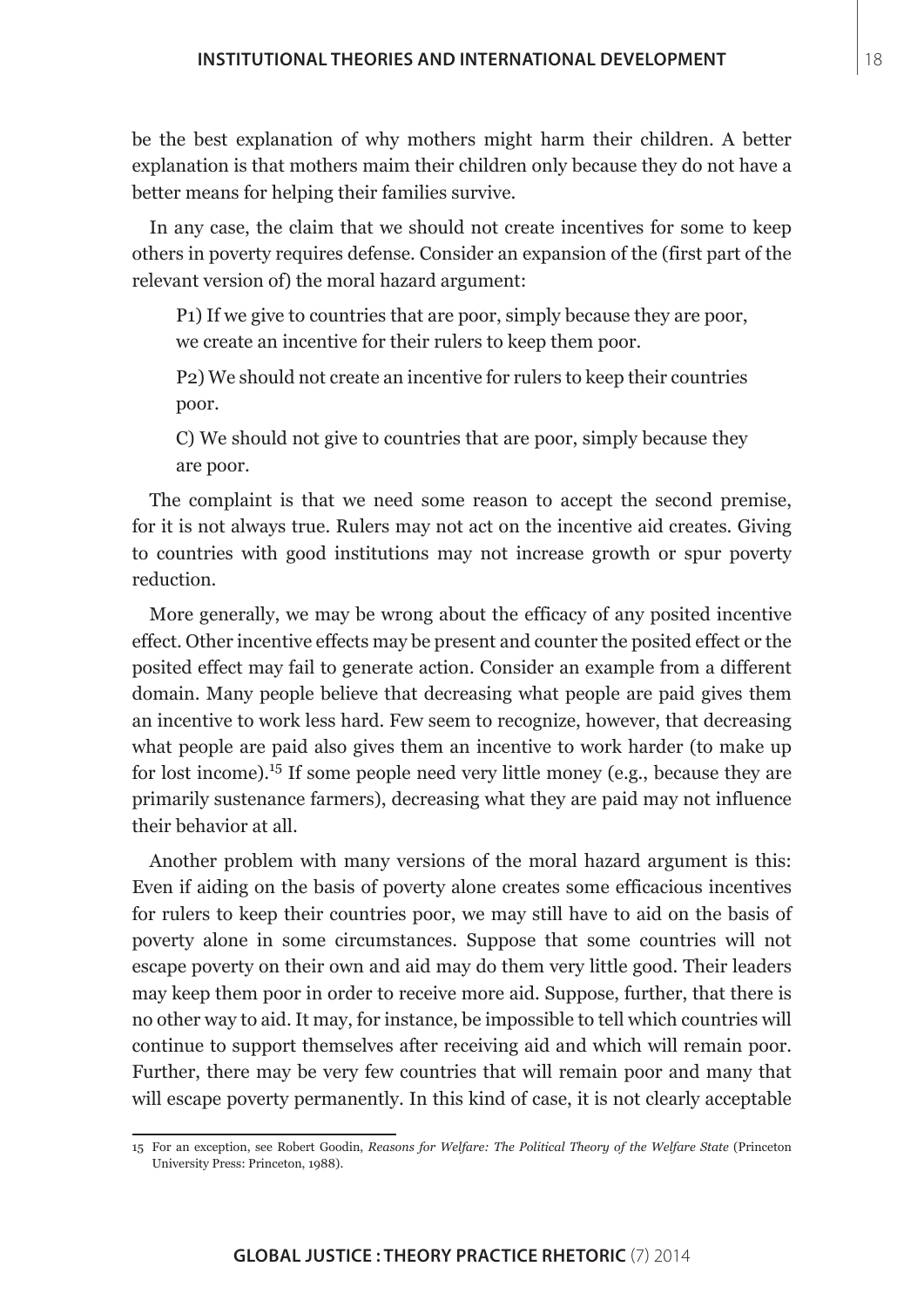be the best explanation of why mothers might harm their children. A better explanation is that mothers maim their children only because they do not have a better means for helping their families survive.

In any case, the claim that we should not create incentives for some to keep others in poverty requires defense. Consider an expansion of the (first part of the relevant version of) the moral hazard argument:

> P1) If we give to countries that are poor, simply because they are poor, we create an incentive for their rulers to keep them poor.
>
> P2) We should not create an incentive for rulers to keep their countries poor.
>
> C) We should not give to countries that are poor, simply because they are poor.

The complaint is that we need some reason to accept the second premise, for it is not always true. Rulers may not act on the incentive aid creates. Giving to countries with good institutions may not increase growth or spur poverty reduction.

More generally, we may be wrong about the efficacy of any posited incentive effect. Other incentive effects may be present and counter the posited effect or the posited effect may fail to generate action. Consider an example from a different domain. Many people believe that decreasing what people are paid gives them an incentive to work less hard. Few seem to recognize, however, that decreasing what people are paid also gives them an incentive to work harder (to make up for lost income).[15] If some people need very little money (e.g., because they are primarily sustenance farmers), decreasing what they are paid may not influence their behavior at all.

Another problem with many versions of the moral hazard argument is this: Even if aiding on the basis of poverty alone creates some efficacious incentives for rulers to keep their countries poor, we may still have to aid on the basis of poverty alone in some circumstances. Suppose that some countries will not escape poverty on their own and aid may do them very little good. Their leaders may keep them poor in order to receive more aid. Suppose, further, that there is no other way to aid. It may, for instance, be impossible to tell which countries will continue to support themselves after receiving aid and which will remain poor. Further, there may be very few countries that will remain poor and many that will escape poverty permanently. In this kind of case, it is not clearly acceptable

15 For an exception, see Robert Goodin, *Reasons for Welfare: The Political Theory of the Welfare State* (Princeton University Press: Princeton, 1988).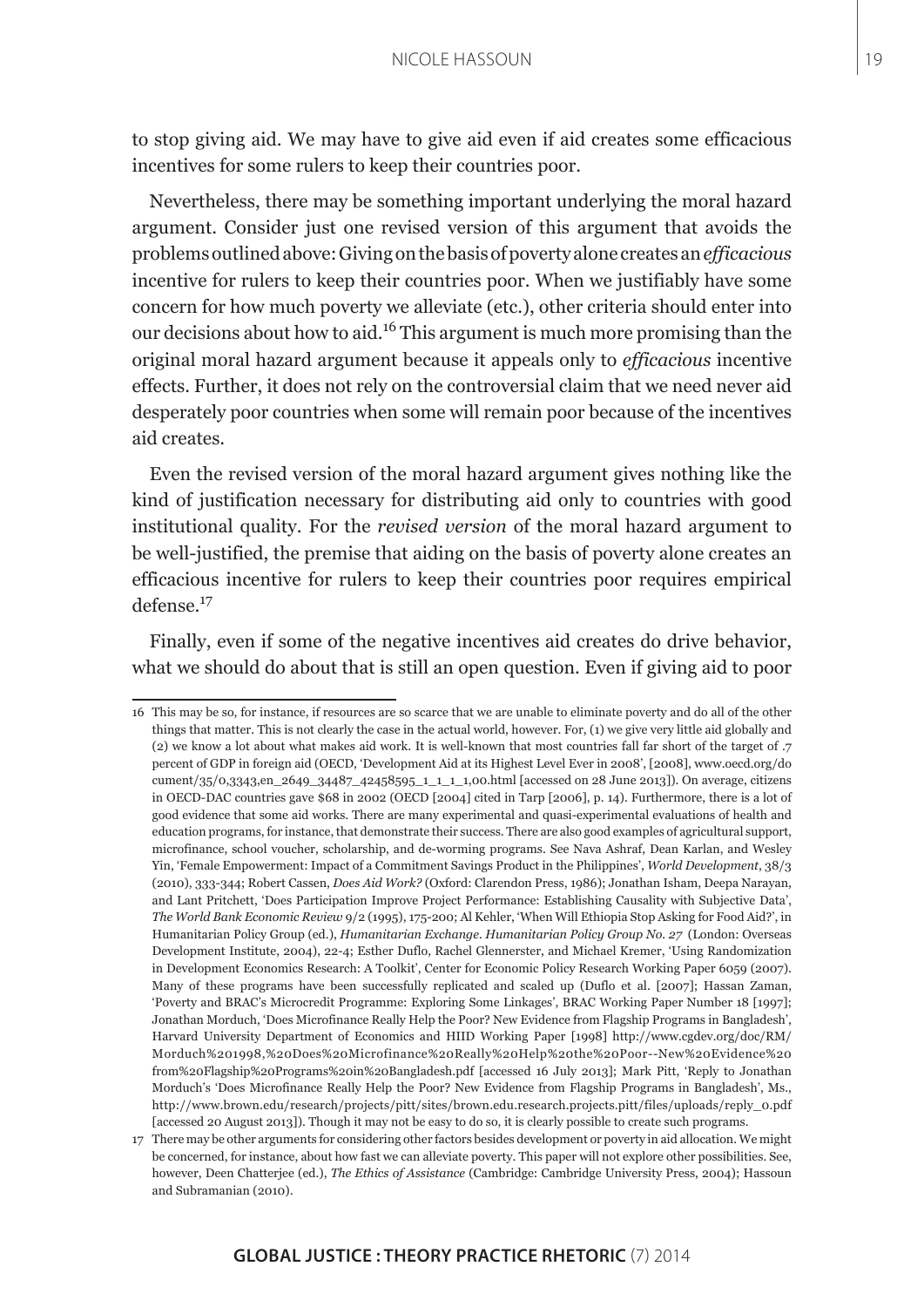to stop giving aid. We may have to give aid even if aid creates some efficacious incentives for some rulers to keep their countries poor.

Nevertheless, there may be something important underlying the moral hazard argument. Consider just one revised version of this argument that avoids the problems outlined above: Giving on the basis of poverty alone creates an *efficacious* incentive for rulers to keep their countries poor. When we justifiably have some concern for how much poverty we alleviate (etc.), other criteria should enter into our decisions about how to aid.[16] This argument is much more promising than the original moral hazard argument because it appeals only to *efficacious* incentive effects. Further, it does not rely on the controversial claim that we need never aid desperately poor countries when some will remain poor because of the incentives aid creates.

Even the revised version of the moral hazard argument gives nothing like the kind of justification necessary for distributing aid only to countries with good institutional quality. For the *revised version* of the moral hazard argument to be well-justified, the premise that aiding on the basis of poverty alone creates an efficacious incentive for rulers to keep their countries poor requires empirical defense.[17]

Finally, even if some of the negative incentives aid creates do drive behavior, what we should do about that is still an open question. Even if giving aid to poor

---

16 This may be so, for instance, if resources are so scarce that we are unable to eliminate poverty and do all of the other things that matter. This is not clearly the case in the actual world, however. For, (1) we give very little aid globally and (2) we know a lot about what makes aid work. It is well-known that most countries fall far short of the target of .7 percent of GDP in foreign aid (OECD, 'Development Aid at its Highest Level Ever in 2008', [2008], www.oecd.org/document/35/0,3343,en_2649_34487_42458595_1_1_1_1,00.html [accessed on 28 June 2013]). On average, citizens in OECD-DAC countries gave $68 in 2002 (OECD [2004] cited in Tarp [2006], p. 14). Furthermore, there is a lot of good evidence that some aid works. There are many experimental and quasi-experimental evaluations of health and education programs, for instance, that demonstrate their success. There are also good examples of agricultural support, microfinance, school voucher, scholarship, and de-worming programs. See Nava Ashraf, Dean Karlan, and Wesley Yin, 'Female Empowerment: Impact of a Commitment Savings Product in the Philippines', *World Development*, 38/3 (2010), 333-344; Robert Cassen, *Does Aid Work?* (Oxford: Clarendon Press, 1986); Jonathan Isham, Deepa Narayan, and Lant Pritchett, 'Does Participation Improve Project Performance: Establishing Causality with Subjective Data', *The World Bank Economic Review* 9/2 (1995), 175-200; Al Kehler, 'When Will Ethiopia Stop Asking for Food Aid?', in Humanitarian Policy Group (ed.), *Humanitarian Exchange. Humanitarian Policy Group No. 27* (London: Overseas Development Institute, 2004), 22-4; Esther Duflo, Rachel Glennerster, and Michael Kremer, 'Using Randomization in Development Economics Research: A Toolkit', Center for Economic Policy Research Working Paper 6059 (2007). Many of these programs have been successfully replicated and scaled up (Duflo et al. [2007]; Hassan Zaman, 'Poverty and BRAC's Microcredit Programme: Exploring Some Linkages', BRAC Working Paper Number 18 [1997]; Jonathan Morduch, 'Does Microfinance Really Help the Poor? New Evidence from Flagship Programs in Bangladesh', Harvard University Department of Economics and HIID Working Paper [1998] http://www.cgdev.org/doc/RM/Morduch%201998,%20Does%20Microfinance%20Really%20Help%20the%20Poor--New%20Evidence%20from%20Flagship%20Programs%20in%20Bangladesh.pdf [accessed 16 July 2013]; Mark Pitt, 'Reply to Jonathan Morduch's 'Does Microfinance Really Help the Poor? New Evidence from Flagship Programs in Bangladesh', Ms., http://www.brown.edu/research/projects/pitt/sites/brown.edu.research.projects.pitt/files/uploads/reply_0.pdf [accessed 20 August 2013]). Though it may not be easy to do so, it is clearly possible to create such programs.

17 There may be other arguments for considering other factors besides development or poverty in aid allocation. We might be concerned, for instance, about how fast we can alleviate poverty. This paper will not explore other possibilities. See, however, Deen Chatterjee (ed.), *The Ethics of Assistance* (Cambridge: Cambridge University Press, 2004); Hassoun and Subramanian (2010).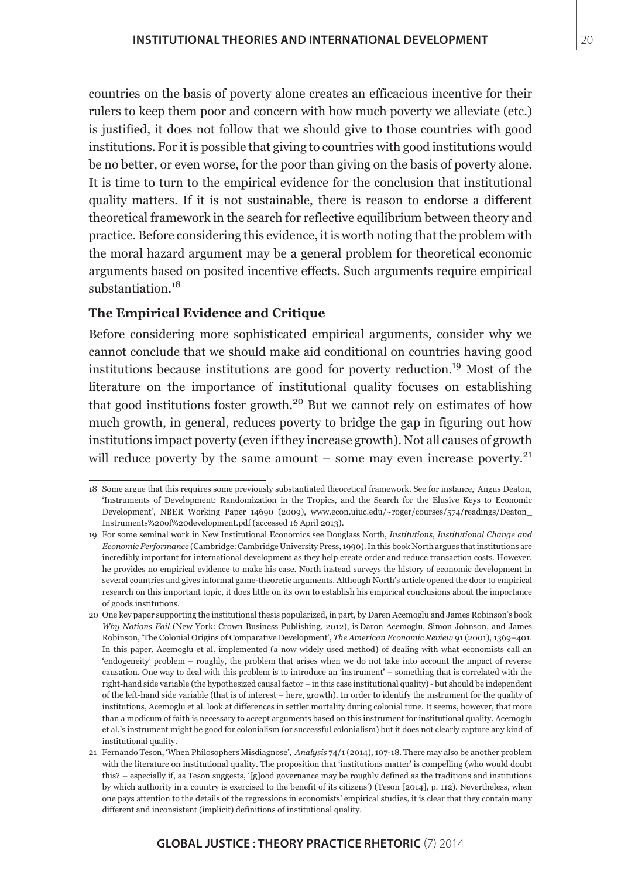countries on the basis of poverty alone creates an efficacious incentive for their rulers to keep them poor and concern with how much poverty we alleviate (etc.) is justified, it does not follow that we should give to those countries with good institutions. For it is possible that giving to countries with good institutions would be no better, or even worse, for the poor than giving on the basis of poverty alone. It is time to turn to the empirical evidence for the conclusion that institutional quality matters. If it is not sustainable, there is reason to endorse a different theoretical framework in the search for reflective equilibrium between theory and practice. Before considering this evidence, it is worth noting that the problem with the moral hazard argument may be a general problem for theoretical economic arguments based on posited incentive effects. Such arguments require empirical substantiation.[18]

### The Empirical Evidence and Critique

Before considering more sophisticated empirical arguments, consider why we cannot conclude that we should make aid conditional on countries having good institutions because institutions are good for poverty reduction.[19] Most of the literature on the importance of institutional quality focuses on establishing that good institutions foster growth.[20] But we cannot rely on estimates of how much growth, in general, reduces poverty to bridge the gap in figuring out how institutions impact poverty (even if they increase growth). Not all causes of growth will reduce poverty by the same amount – some may even increase poverty.[21]

---

18 Some argue that this requires some previously substantiated theoretical framework. See for instance, Angus Deaton, 'Instruments of Development: Randomization in the Tropics, and the Search for the Elusive Keys to Economic Development', NBER Working Paper 14690 (2009), www.econ.uiuc.edu/~roger/courses/574/readings/Deaton_Instruments%20of%20development.pdf (accessed 16 April 2013).

19 For some seminal work in New Institutional Economics see Douglass North, *Institutions, Institutional Change and Economic Performance* (Cambridge: Cambridge University Press, 1990). In this book North argues that institutions are incredibly important for international development as they help create order and reduce transaction costs. However, he provides no empirical evidence to make his case. North instead surveys the history of economic development in several countries and gives informal game-theoretic arguments. Although North's article opened the door to empirical research on this important topic, it does little on its own to establish his empirical conclusions about the importance of goods institutions.

20 One key paper supporting the institutional thesis popularized, in part, by Daren Acemoglu and James Robinson's book *Why Nations Fail* (New York: Crown Business Publishing, 2012), is Daron Acemoglu, Simon Johnson, and James Robinson, 'The Colonial Origins of Comparative Development', *The American Economic Review* 91 (2001), 1369–401. In this paper, Acemoglu et al. implemented (a now widely used method) of dealing with what economists call an 'endogeneity' problem – roughly, the problem that arises when we do not take into account the impact of reverse causation. One way to deal with this problem is to introduce an 'instrument' – something that is correlated with the right-hand side variable (the hypothesized causal factor – in this case institutional quality) - but should be independent of the left-hand side variable (that is of interest – here, growth). In order to identify the instrument for the quality of institutions, Acemoglu et al. look at differences in settler mortality during colonial time. It seems, however, that more than a modicum of faith is necessary to accept arguments based on this instrument for institutional quality. Acemoglu et al.'s instrument might be good for colonialism (or successful colonialism) but it does not clearly capture any kind of institutional quality.

21 Fernando Teson, 'When Philosophers Misdiagnose', *Analysis* 74/1 (2014), 107-18. There may also be another problem with the literature on institutional quality. The proposition that 'institutions matter' is compelling (who would doubt this? – especially if, as Teson suggests, '[g]ood governance may be roughly defined as the traditions and institutions by which authority in a country is exercised to the benefit of its citizens') (Teson [2014], p. 112). Nevertheless, when one pays attention to the details of the regressions in economists' empirical studies, it is clear that they contain many different and inconsistent (implicit) definitions of institutional quality.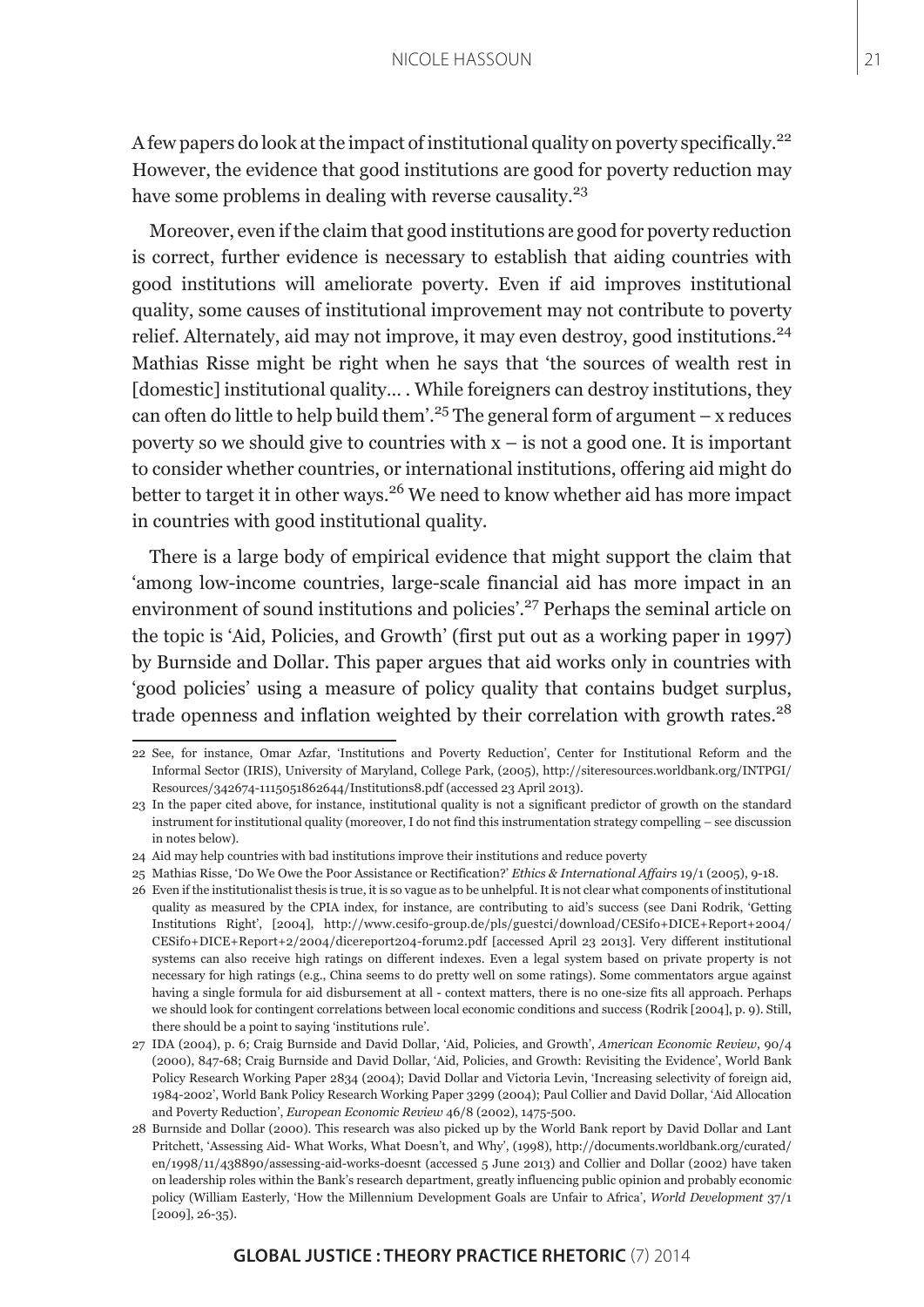A few papers do look at the impact of institutional quality on poverty specifically.[22] However, the evidence that good institutions are good for poverty reduction may have some problems in dealing with reverse causality.[23]

Moreover, even if the claim that good institutions are good for poverty reduction is correct, further evidence is necessary to establish that aiding countries with good institutions will ameliorate poverty. Even if aid improves institutional quality, some causes of institutional improvement may not contribute to poverty relief. Alternately, aid may not improve, it may even destroy, good institutions.[24] Mathias Risse might be right when he says that 'the sources of wealth rest in [domestic] institutional quality… . While foreigners can destroy institutions, they can often do little to help build them'.[25] The general form of argument – x reduces poverty so we should give to countries with x – is not a good one. It is important to consider whether countries, or international institutions, offering aid might do better to target it in other ways.[26] We need to know whether aid has more impact in countries with good institutional quality.

There is a large body of empirical evidence that might support the claim that 'among low-income countries, large-scale financial aid has more impact in an environment of sound institutions and policies'.[27] Perhaps the seminal article on the topic is 'Aid, Policies, and Growth' (first put out as a working paper in 1997) by Burnside and Dollar. This paper argues that aid works only in countries with 'good policies' using a measure of policy quality that contains budget surplus, trade openness and inflation weighted by their correlation with growth rates.[28]

---

22 See, for instance, Omar Azfar, 'Institutions and Poverty Reduction', Center for Institutional Reform and the Informal Sector (IRIS), University of Maryland, College Park, (2005), http://siteresources.worldbank.org/INTPGI/Resources/342674-1115051862644/Institutions8.pdf (accessed 23 April 2013).

23 In the paper cited above, for instance, institutional quality is not a significant predictor of growth on the standard instrument for institutional quality (moreover, I do not find this instrumentation strategy compelling – see discussion in notes below).

24 Aid may help countries with bad institutions improve their institutions and reduce poverty

25 Mathias Risse, 'Do We Owe the Poor Assistance or Rectification?' *Ethics & International Affairs* 19/1 (2005), 9-18.

26 Even if the institutionalist thesis is true, it is so vague as to be unhelpful. It is not clear what components of institutional quality as measured by the CPIA index, for instance, are contributing to aid's success (see Dani Rodrik, 'Getting Institutions Right', [2004], http://www.cesifo-group.de/pls/guestci/download/CESifo+DICE+Report+2004/CESifo+DICE+Report+2/2004/dicereport204-forum2.pdf [accessed April 23 2013]. Very different institutional systems can also receive high ratings on different indexes. Even a legal system based on private property is not necessary for high ratings (e.g., China seems to do pretty well on some ratings). Some commentators argue against having a single formula for aid disbursement at all - context matters, there is no one-size fits all approach. Perhaps we should look for contingent correlations between local economic conditions and success (Rodrik [2004], p. 9). Still, there should be a point to saying 'institutions rule'.

27 IDA (2004), p. 6; Craig Burnside and David Dollar, 'Aid, Policies, and Growth', *American Economic Review*, 90/4 (2000), 847-68; Craig Burnside and David Dollar, 'Aid, Policies, and Growth: Revisiting the Evidence', World Bank Policy Research Working Paper 2834 (2004); David Dollar and Victoria Levin, 'Increasing selectivity of foreign aid, 1984-2002', World Bank Policy Research Working Paper 3299 (2004); Paul Collier and David Dollar, 'Aid Allocation and Poverty Reduction', *European Economic Review* 46/8 (2002), 1475-500.

28 Burnside and Dollar (2000). This research was also picked up by the World Bank report by David Dollar and Lant Pritchett, 'Assessing Aid- What Works, What Doesn't, and Why', (1998), http://documents.worldbank.org/curated/en/1998/11/438890/assessing-aid-works-doesnt (accessed 5 June 2013) and Collier and Dollar (2002) have taken on leadership roles within the Bank's research department, greatly influencing public opinion and probably economic policy (William Easterly, 'How the Millennium Development Goals are Unfair to Africa', *World Development* 37/1 [2009], 26-35).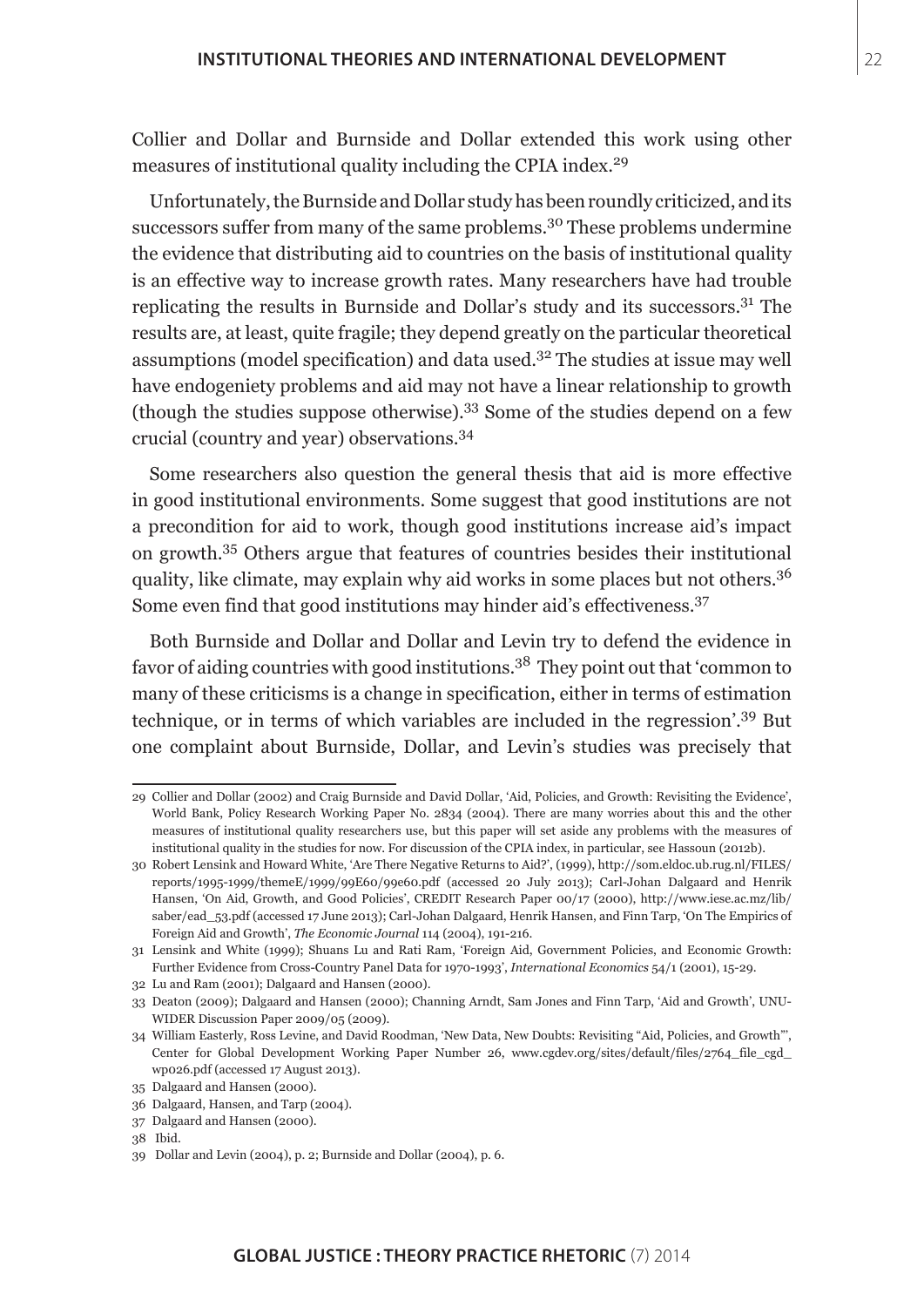Collier and Dollar and Burnside and Dollar extended this work using other measures of institutional quality including the CPIA index.[29]

Unfortunately, the Burnside and Dollar study has been roundly criticized, and its successors suffer from many of the same problems.[30] These problems undermine the evidence that distributing aid to countries on the basis of institutional quality is an effective way to increase growth rates. Many researchers have had trouble replicating the results in Burnside and Dollar's study and its successors.[31] The results are, at least, quite fragile; they depend greatly on the particular theoretical assumptions (model specification) and data used.[32] The studies at issue may well have endogeniety problems and aid may not have a linear relationship to growth (though the studies suppose otherwise).[33] Some of the studies depend on a few crucial (country and year) observations.[34]

Some researchers also question the general thesis that aid is more effective in good institutional environments. Some suggest that good institutions are not a precondition for aid to work, though good institutions increase aid's impact on growth.[35] Others argue that features of countries besides their institutional quality, like climate, may explain why aid works in some places but not others.[36] Some even find that good institutions may hinder aid's effectiveness.[37]

Both Burnside and Dollar and Dollar and Levin try to defend the evidence in favor of aiding countries with good institutions.[38] They point out that 'common to many of these criticisms is a change in specification, either in terms of estimation technique, or in terms of which variables are included in the regression'.[39] But one complaint about Burnside, Dollar, and Levin's studies was precisely that

---

29 Collier and Dollar (2002) and Craig Burnside and David Dollar, 'Aid, Policies, and Growth: Revisiting the Evidence', World Bank, Policy Research Working Paper No. 2834 (2004). There are many worries about this and the other measures of institutional quality researchers use, but this paper will set aside any problems with the measures of institutional quality in the studies for now. For discussion of the CPIA index, in particular, see Hassoun (2012b).

30 Robert Lensink and Howard White, 'Are There Negative Returns to Aid?', (1999), http://som.eldoc.ub.rug.nl/FILES/reports/1995-1999/themeE/1999/99E60/99e60.pdf (accessed 20 July 2013); Carl-Johan Dalgaard and Henrik Hansen, 'On Aid, Growth, and Good Policies', CREDIT Research Paper 00/17 (2000), http://www.iese.ac.mz/lib/saber/ead_53.pdf (accessed 17 June 2013); Carl-Johan Dalgaard, Henrik Hansen, and Finn Tarp, 'On The Empirics of Foreign Aid and Growth', *The Economic Journal* 114 (2004), 191-216.

31 Lensink and White (1999); Shuans Lu and Rati Ram, 'Foreign Aid, Government Policies, and Economic Growth: Further Evidence from Cross-Country Panel Data for 1970-1993', *International Economics* 54/1 (2001), 15-29.

32 Lu and Ram (2001); Dalgaard and Hansen (2000).

33 Deaton (2009); Dalgaard and Hansen (2000); Channing Arndt, Sam Jones and Finn Tarp, 'Aid and Growth', UNU-WIDER Discussion Paper 2009/05 (2009).

34 William Easterly, Ross Levine, and David Roodman, 'New Data, New Doubts: Revisiting "Aid, Policies, and Growth"', Center for Global Development Working Paper Number 26, www.cgdev.org/sites/default/files/2764_file_cgd_wp026.pdf (accessed 17 August 2013).

35 Dalgaard and Hansen (2000).

36 Dalgaard, Hansen, and Tarp (2004).

37 Dalgaard and Hansen (2000).

38 Ibid.

39 Dollar and Levin (2004), p. 2; Burnside and Dollar (2004), p. 6.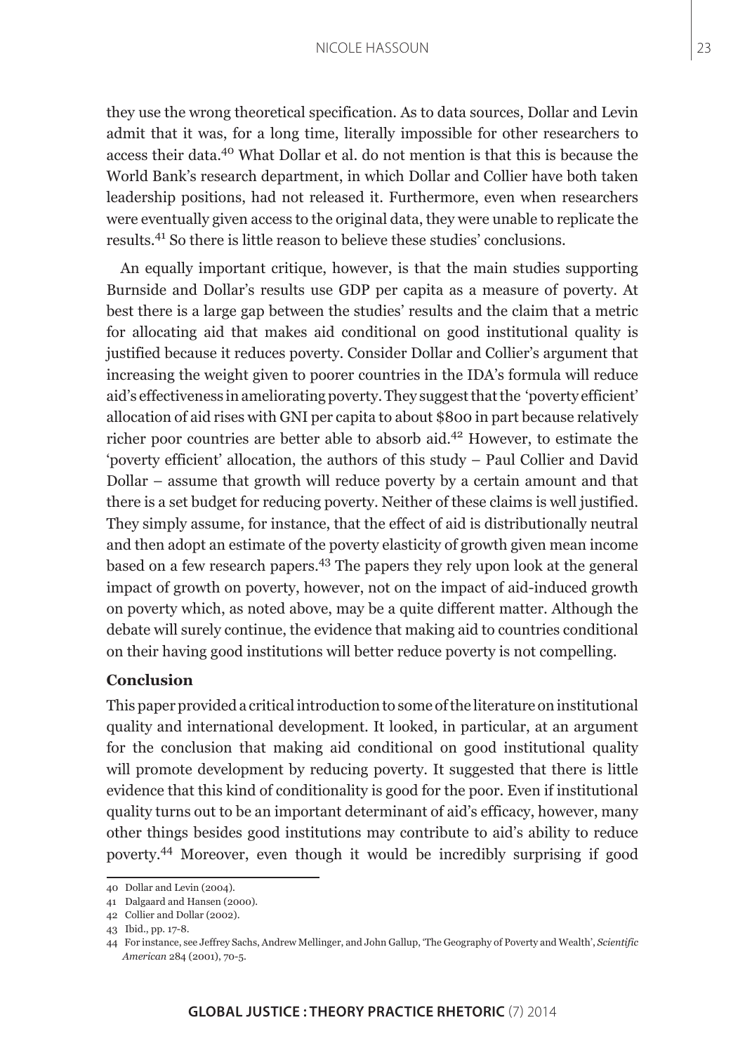they use the wrong theoretical specification. As to data sources, Dollar and Levin admit that it was, for a long time, literally impossible for other researchers to access their data.[40] What Dollar et al. do not mention is that this is because the World Bank's research department, in which Dollar and Collier have both taken leadership positions, had not released it. Furthermore, even when researchers were eventually given access to the original data, they were unable to replicate the results.[41] So there is little reason to believe these studies' conclusions.

An equally important critique, however, is that the main studies supporting Burnside and Dollar's results use GDP per capita as a measure of poverty. At best there is a large gap between the studies' results and the claim that a metric for allocating aid that makes aid conditional on good institutional quality is justified because it reduces poverty. Consider Dollar and Collier's argument that increasing the weight given to poorer countries in the IDA's formula will reduce aid's effectiveness in ameliorating poverty. They suggest that the 'poverty efficient' allocation of aid rises with GNI per capita to about $800 in part because relatively richer poor countries are better able to absorb aid.[42] However, to estimate the 'poverty efficient' allocation, the authors of this study – Paul Collier and David Dollar – assume that growth will reduce poverty by a certain amount and that there is a set budget for reducing poverty. Neither of these claims is well justified. They simply assume, for instance, that the effect of aid is distributionally neutral and then adopt an estimate of the poverty elasticity of growth given mean income based on a few research papers.[43] The papers they rely upon look at the general impact of growth on poverty, however, not on the impact of aid-induced growth on poverty which, as noted above, may be a quite different matter. Although the debate will surely continue, the evidence that making aid to countries conditional on their having good institutions will better reduce poverty is not compelling.

**Conclusion**

This paper provided a critical introduction to some of the literature on institutional quality and international development. It looked, in particular, at an argument for the conclusion that making aid conditional on good institutional quality will promote development by reducing poverty. It suggested that there is little evidence that this kind of conditionality is good for the poor. Even if institutional quality turns out to be an important determinant of aid's efficacy, however, many other things besides good institutions may contribute to aid's ability to reduce poverty.[44] Moreover, even though it would be incredibly surprising if good

40 Dollar and Levin (2004).

41 Dalgaard and Hansen (2000).

42 Collier and Dollar (2002).

43 Ibid., pp. 17-8.

44 For instance, see Jeffrey Sachs, Andrew Mellinger, and John Gallup, 'The Geography of Poverty and Wealth', *Scientific American* 284 (2001), 70-5.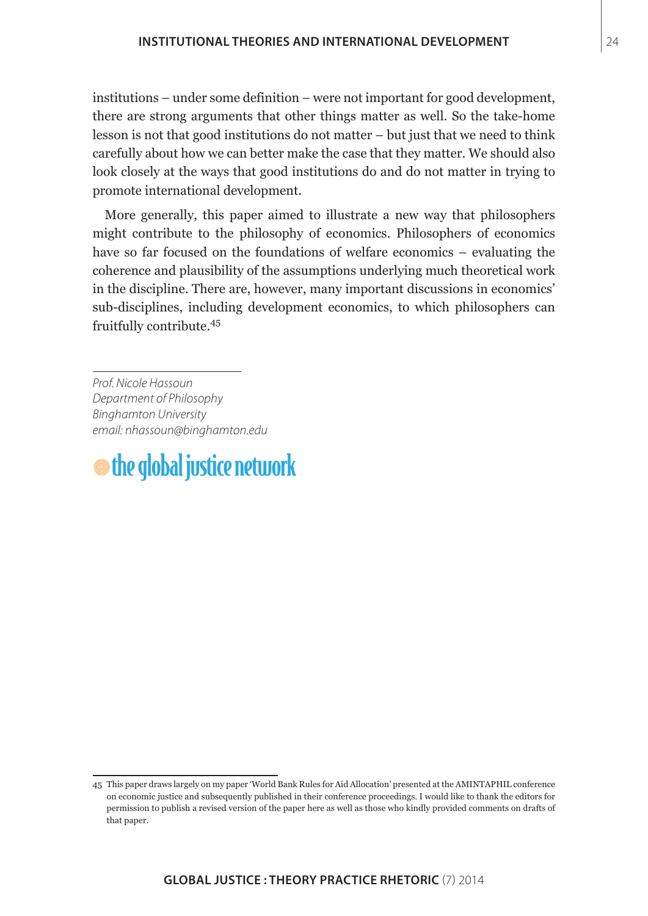institutions – under some definition – were not important for good development, there are strong arguments that other things matter as well. So the take-home lesson is not that good institutions do not matter – but just that we need to think carefully about how we can better make the case that they matter. We should also look closely at the ways that good institutions do and do not matter in trying to promote international development.

More generally, this paper aimed to illustrate a new way that philosophers might contribute to the philosophy of economics. Philosophers of economics have so far focused on the foundations of welfare economics – evaluating the coherence and plausibility of the assumptions underlying much theoretical work in the discipline. There are, however, many important discussions in economics' sub-disciplines, including development economics, to which philosophers can fruitfully contribute.[45]

---

*Prof. Nicole Hassoun*
*Department of Philosophy*
*Binghamton University*
*email: nhassoun@binghamton.edu*

the global justice network

---

45 This paper draws largely on my paper 'World Bank Rules for Aid Allocation' presented at the AMINTAPHIL conference on economic justice and subsequently published in their conference proceedings. I would like to thank the editors for permission to publish a revised version of the paper here as well as those who kindly provided comments on drafts of that paper.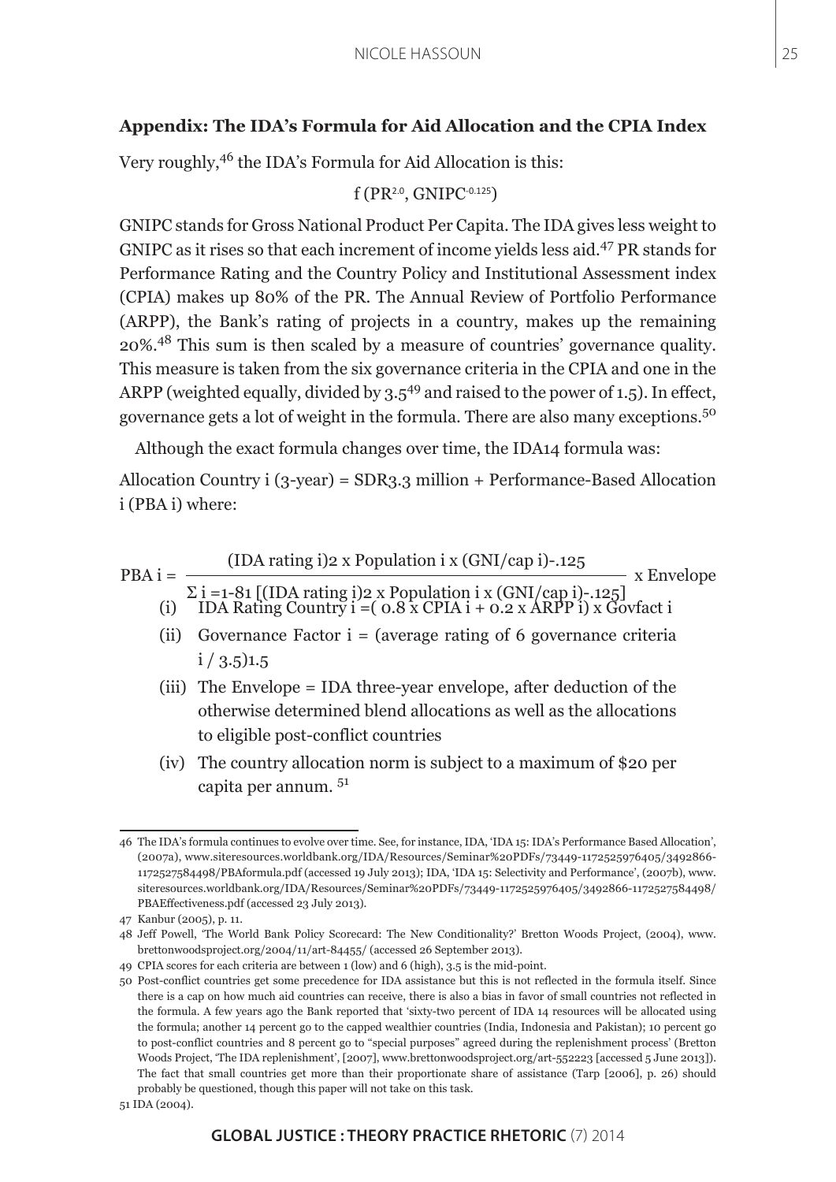### Appendix: The IDA's Formula for Aid Allocation and the CPIA Index

Very roughly,[46] the IDA's Formula for Aid Allocation is this:

$$f\,(PR^{2.0},\ GNIPC^{-0.125})$$

GNIPC stands for Gross National Product Per Capita. The IDA gives less weight to GNIPC as it rises so that each increment of income yields less aid.[47] PR stands for Performance Rating and the Country Policy and Institutional Assessment index (CPIA) makes up 80% of the PR. The Annual Review of Portfolio Performance (ARPP), the Bank's rating of projects in a country, makes up the remaining 20%.[48] This sum is then scaled by a measure of countries' governance quality. This measure is taken from the six governance criteria in the CPIA and one in the ARPP (weighted equally, divided by 3.5[49] and raised to the power of 1.5). In effect, governance gets a lot of weight in the formula. There are also many exceptions.[50]

Although the exact formula changes over time, the IDA14 formula was:

Allocation Country i (3-year) = SDR3.3 million + Performance-Based Allocation i (PBA i) where:

$$\text{PBA } i = \frac{(\text{IDA rating } i)^2 \times \text{Population } i \times (\text{GNI/cap } i)^{-.125}}{\Sigma_{i=1\text{-}81}\,[(\text{IDA rating } i)^2 \times \text{Population } i \times (\text{GNI/cap } i)^{-.125}]} \times \text{Envelope}$$

(i) IDA Rating Country i =( 0.8 x CPIA i + 0.2 x ARPP i) x Govfact i

(ii) Governance Factor i = (average rating of 6 governance criteria i / 3.5)1.5

(iii) The Envelope = IDA three-year envelope, after deduction of the otherwise determined blend allocations as well as the allocations to eligible post-conflict countries

(iv) The country allocation norm is subject to a maximum of $20 per capita per annum. [51]

---

46 The IDA's formula continues to evolve over time. See, for instance, IDA, 'IDA 15: IDA's Performance Based Allocation', (2007a), www.siteresources.worldbank.org/IDA/Resources/Seminar%20PDFs/73449-1172525976405/3492866-1172527584498/PBAformula.pdf (accessed 19 July 2013); IDA, 'IDA 15: Selectivity and Performance', (2007b), www.siteresources.worldbank.org/IDA/Resources/Seminar%20PDFs/73449-1172525976405/3492866-1172527584498/PBAEffectiveness.pdf (accessed 23 July 2013).

47 Kanbur (2005), p. 11.

48 Jeff Powell, 'The World Bank Policy Scorecard: The New Conditionality?' Bretton Woods Project, (2004), www.brettonwoodsproject.org/2004/11/art-84455/ (accessed 26 September 2013).

49 CPIA scores for each criteria are between 1 (low) and 6 (high), 3.5 is the mid-point.

50 Post-conflict countries get some precedence for IDA assistance but this is not reflected in the formula itself. Since there is a cap on how much aid countries can receive, there is also a bias in favor of small countries not reflected in the formula. A few years ago the Bank reported that 'sixty-two percent of IDA 14 resources will be allocated using the formula; another 14 percent go to the capped wealthier countries (India, Indonesia and Pakistan); 10 percent go to post-conflict countries and 8 percent go to "special purposes" agreed during the replenishment process' (Bretton Woods Project, 'The IDA replenishment', [2007], www.brettonwoodsproject.org/art-552223 [accessed 5 June 2013]). The fact that small countries get more than their proportionate share of assistance (Tarp [2006], p. 26) should probably be questioned, though this paper will not take on this task.

51 IDA (2004).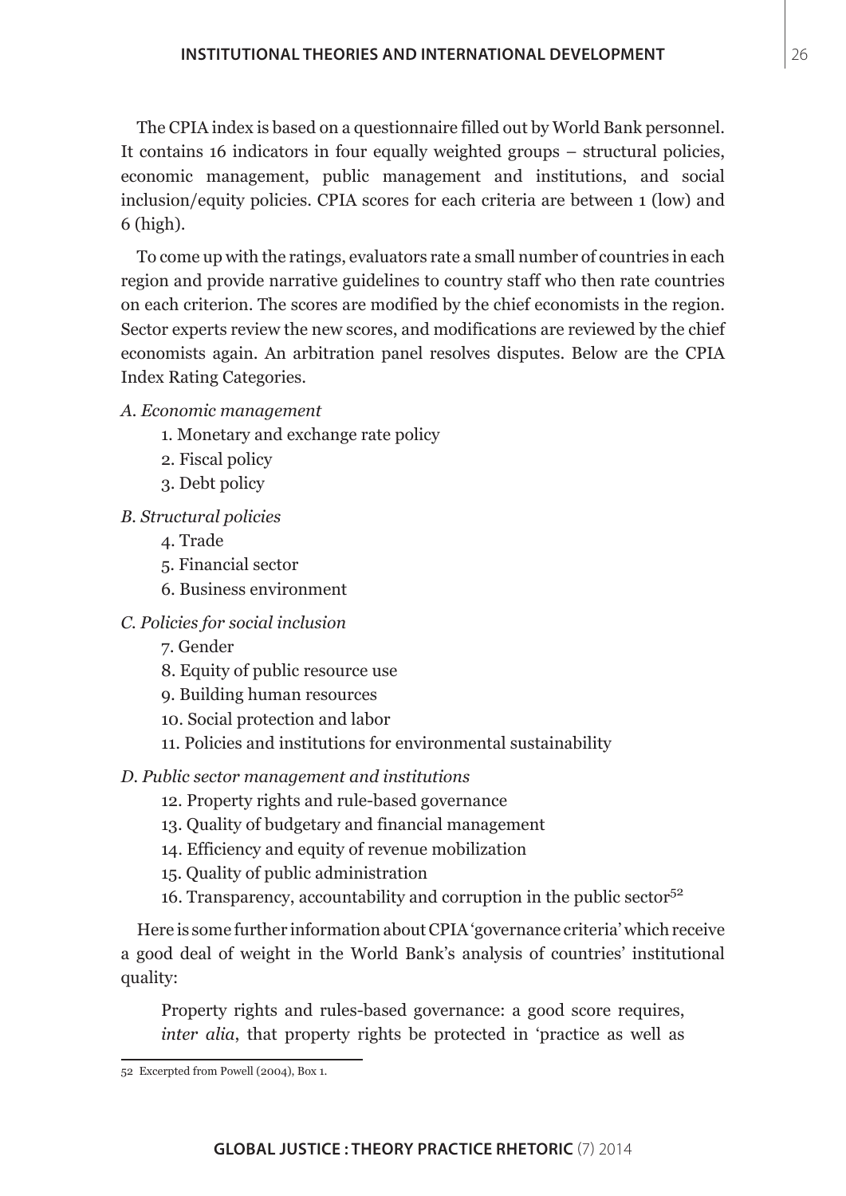The CPIA index is based on a questionnaire filled out by World Bank personnel. It contains 16 indicators in four equally weighted groups – structural policies, economic management, public management and institutions, and social inclusion/equity policies. CPIA scores for each criteria are between 1 (low) and 6 (high).

To come up with the ratings, evaluators rate a small number of countries in each region and provide narrative guidelines to country staff who then rate countries on each criterion. The scores are modified by the chief economists in the region. Sector experts review the new scores, and modifications are reviewed by the chief economists again. An arbitration panel resolves disputes. Below are the CPIA Index Rating Categories.

*A. Economic management*

1. Monetary and exchange rate policy
2. Fiscal policy
3. Debt policy

*B. Structural policies*

4. Trade
5. Financial sector
6. Business environment

*C. Policies for social inclusion*

7. Gender
8. Equity of public resource use
9. Building human resources
10. Social protection and labor
11. Policies and institutions for environmental sustainability

*D. Public sector management and institutions*

12. Property rights and rule-based governance
13. Quality of budgetary and financial management
14. Efficiency and equity of revenue mobilization
15. Quality of public administration
16. Transparency, accountability and corruption in the public sector[52]

Here is some further information about CPIA 'governance criteria' which receive a good deal of weight in the World Bank's analysis of countries' institutional quality:

> Property rights and rules-based governance: a good score requires, *inter alia*, that property rights be protected in 'practice as well as

[52] Excerpted from Powell (2004), Box 1.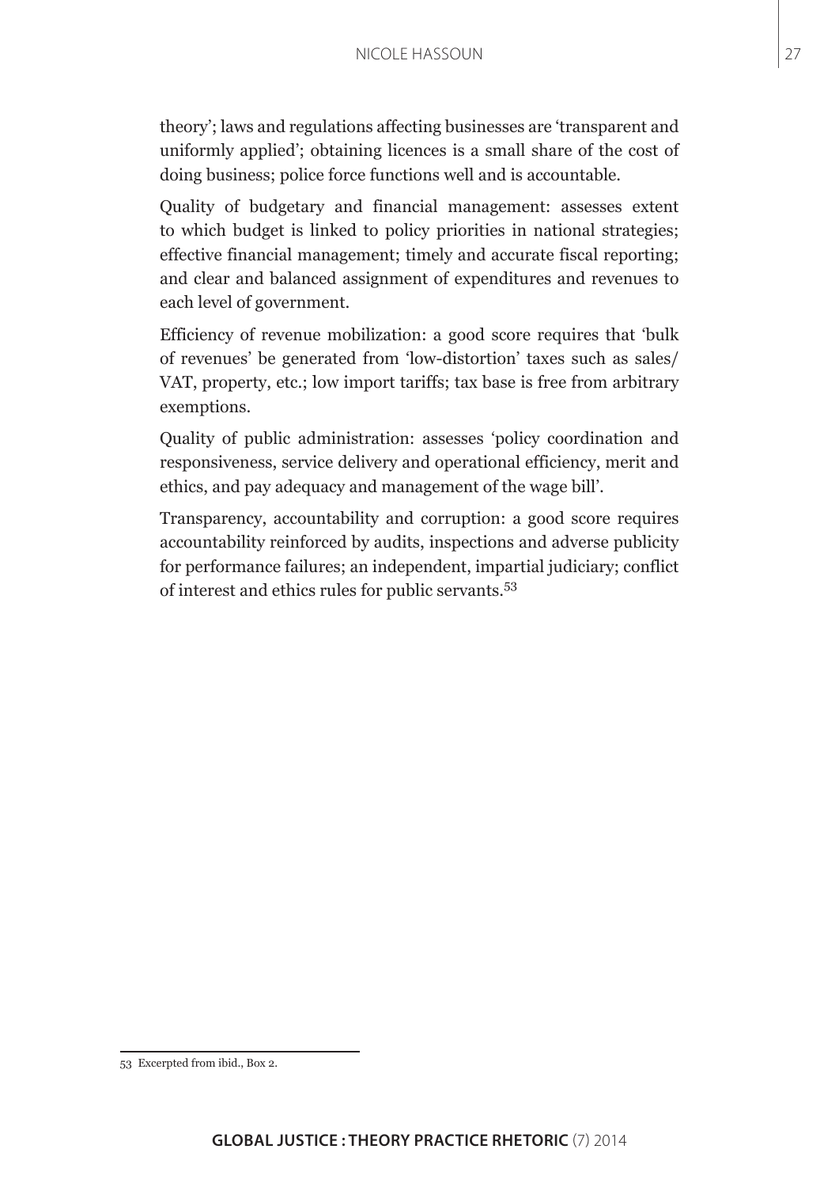theory'; laws and regulations affecting businesses are 'transparent and uniformly applied'; obtaining licences is a small share of the cost of doing business; police force functions well and is accountable.

Quality of budgetary and financial management: assesses extent to which budget is linked to policy priorities in national strategies; effective financial management; timely and accurate fiscal reporting; and clear and balanced assignment of expenditures and revenues to each level of government.

Efficiency of revenue mobilization: a good score requires that 'bulk of revenues' be generated from 'low-distortion' taxes such as sales/VAT, property, etc.; low import tariffs; tax base is free from arbitrary exemptions.

Quality of public administration: assesses 'policy coordination and responsiveness, service delivery and operational efficiency, merit and ethics, and pay adequacy and management of the wage bill'.

Transparency, accountability and corruption: a good score requires accountability reinforced by audits, inspections and adverse publicity for performance failures; an independent, impartial judiciary; conflict of interest and ethics rules for public servants.[53]

---

53 Excerpted from ibid., Box 2.